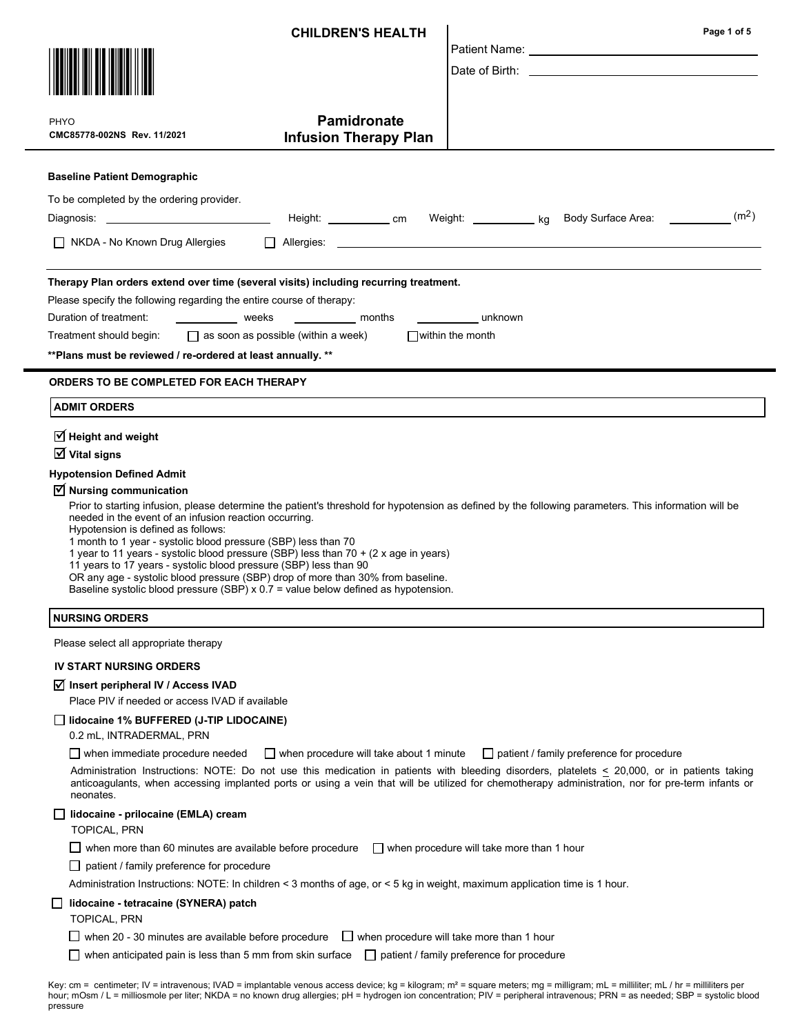**CHILDREN'S HEALTH**

PHYO
**CMC85778-002NS Rev. 11/2021**

# Pamidronate Infusion Therapy Plan

Patient Name: ______________________

Date of Birth: ______________________

**Baseline Patient Demographic**

To be completed by the ordering provider.

Diagnosis: ______________________ Height: __________ cm Weight: __________ kg Body Surface Area: __________ ($m^2$)

☐ NKDA - No Known Drug Allergies ☐ Allergies: ______________________

**Therapy Plan orders extend over time (several visits) including recurring treatment.**

Please specify the following regarding the entire course of therapy:

Duration of treatment: __________ weeks __________ months __________ unknown

Treatment should begin: ☐ as soon as possible (within a week) ☐ within the month

**\*\*Plans must be reviewed / re-ordered at least annually. \*\***

## ORDERS TO BE COMPLETED FOR EACH THERAPY

### ADMIT ORDERS

☑ **Height and weight**

☑ **Vital signs**

**Hypotension Defined Admit**

☑ **Nursing communication**

Prior to starting infusion, please determine the patient's threshold for hypotension as defined by the following parameters. This information will be needed in the event of an infusion reaction occurring.
Hypotension is defined as follows:
1 month to 1 year - systolic blood pressure (SBP) less than 70
1 year to 11 years - systolic blood pressure (SBP) less than 70 + (2 x age in years)
11 years to 17 years - systolic blood pressure (SBP) less than 90
OR any age - systolic blood pressure (SBP) drop of more than 30% from baseline.
Baseline systolic blood pressure (SBP) x 0.7 = value below defined as hypotension.

### NURSING ORDERS

Please select all appropriate therapy

**IV START NURSING ORDERS**

☑ **Insert peripheral IV / Access IVAD**

Place PIV if needed or access IVAD if available

☐ **lidocaine 1% BUFFERED (J-TIP LIDOCAINE)**

0.2 mL, INTRADERMAL, PRN

☐ when immediate procedure needed ☐ when procedure will take about 1 minute ☐ patient / family preference for procedure

Administration Instructions: NOTE: Do not use this medication in patients with bleeding disorders, platelets ≤ 20,000, or in patients taking anticoagulants, when accessing implanted ports or using a vein that will be utilized for chemotherapy administration, nor for pre-term infants or neonates.

☐ **lidocaine - prilocaine (EMLA) cream**

TOPICAL, PRN

☐ when more than 60 minutes are available before procedure ☐ when procedure will take more than 1 hour

☐ patient / family preference for procedure

Administration Instructions: NOTE: In children < 3 months of age, or < 5 kg in weight, maximum application time is 1 hour.

☐ **lidocaine - tetracaine (SYNERA) patch**

TOPICAL, PRN

☐ when 20 - 30 minutes are available before procedure ☐ when procedure will take more than 1 hour

☐ when anticipated pain is less than 5 mm from skin surface ☐ patient / family preference for procedure

Key: cm = centimeter; IV = intravenous; IVAD = implantable venous access device; kg = kilogram; m² = square meters; mg = milligram; mL = milliliter; mL / hr = milliliters per hour; mOsm / L = milliosmole per liter; NKDA = no known drug allergies; pH = hydrogen ion concentration; PIV = peripheral intravenous; PRN = as needed; SBP = systolic blood pressure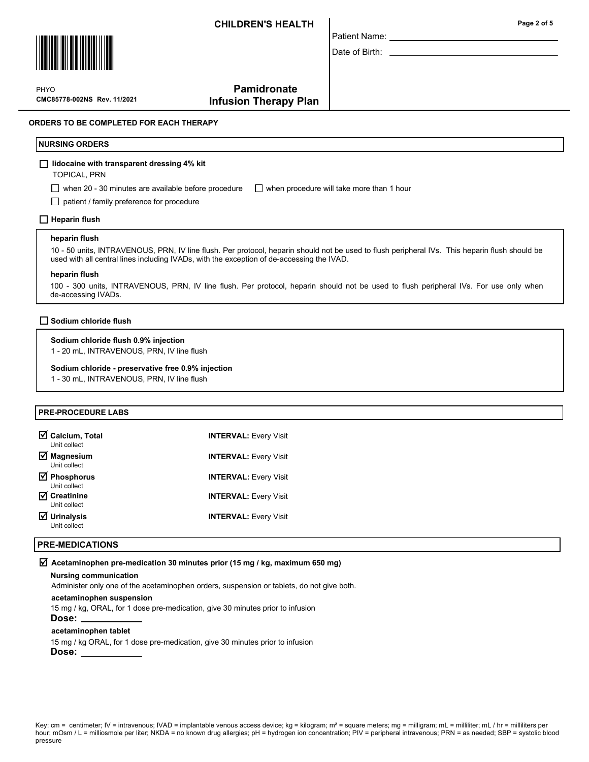## ORDERS TO BE COMPLETED FOR EACH THERAPY

### NURSING ORDERS

☐ **lidocaine with transparent dressing 4% kit**
TOPICAL, PRN

☐ when 20 - 30 minutes are available before procedure ☐ when procedure will take more than 1 hour

☐ patient / family preference for procedure

☐ **Heparin flush**

**heparin flush**
10 - 50 units, INTRAVENOUS, PRN, IV line flush. Per protocol, heparin should not be used to flush peripheral IVs. This heparin flush should be used with all central lines including IVADs, with the exception of de-accessing the IVAD.

**heparin flush**
100 - 300 units, INTRAVENOUS, PRN, IV line flush. Per protocol, heparin should not be used to flush peripheral IVs. For use only when de-accessing IVADs.

☐ **Sodium chloride flush**

**Sodium chloride flush 0.9% injection**
1 - 20 mL, INTRAVENOUS, PRN, IV line flush

**Sodium chloride - preservative free 0.9% injection**
1 - 30 mL, INTRAVENOUS, PRN, IV line flush

### PRE-PROCEDURE LABS

| Lab | Interval |
|---|---|
| ☑ **Calcium, Total** Unit collect | **INTERVAL:** Every Visit |
| ☑ **Magnesium** Unit collect | **INTERVAL:** Every Visit |
| ☑ **Phosphorus** Unit collect | **INTERVAL:** Every Visit |
| ☑ **Creatinine** Unit collect | **INTERVAL:** Every Visit |
| ☑ **Urinalysis** Unit collect | **INTERVAL:** Every Visit |

### PRE-MEDICATIONS

☑ **Acetaminophen pre-medication 30 minutes prior (15 mg / kg, maximum 650 mg)**

**Nursing communication**
Administer only one of the acetaminophen orders, suspension or tablets, do not give both.

**acetaminophen suspension**
15 mg / kg, ORAL, for 1 dose pre-medication, give 30 minutes prior to infusion
**Dose:** ____________

**acetaminophen tablet**
15 mg / kg ORAL, for 1 dose pre-medication, give 30 minutes prior to infusion
**Dose:** ____________

Key: cm = centimeter; IV = intravenous; IVAD = implantable venous access device; kg = kilogram; m² = square meters; mg = milligram; mL = milliliter; mL / hr = milliliters per hour; mOsm / L = milliosmole per liter; NKDA = no known drug allergies; pH = hydrogen ion concentration; PIV = peripheral intravenous; PRN = as needed; SBP = systolic blood pressure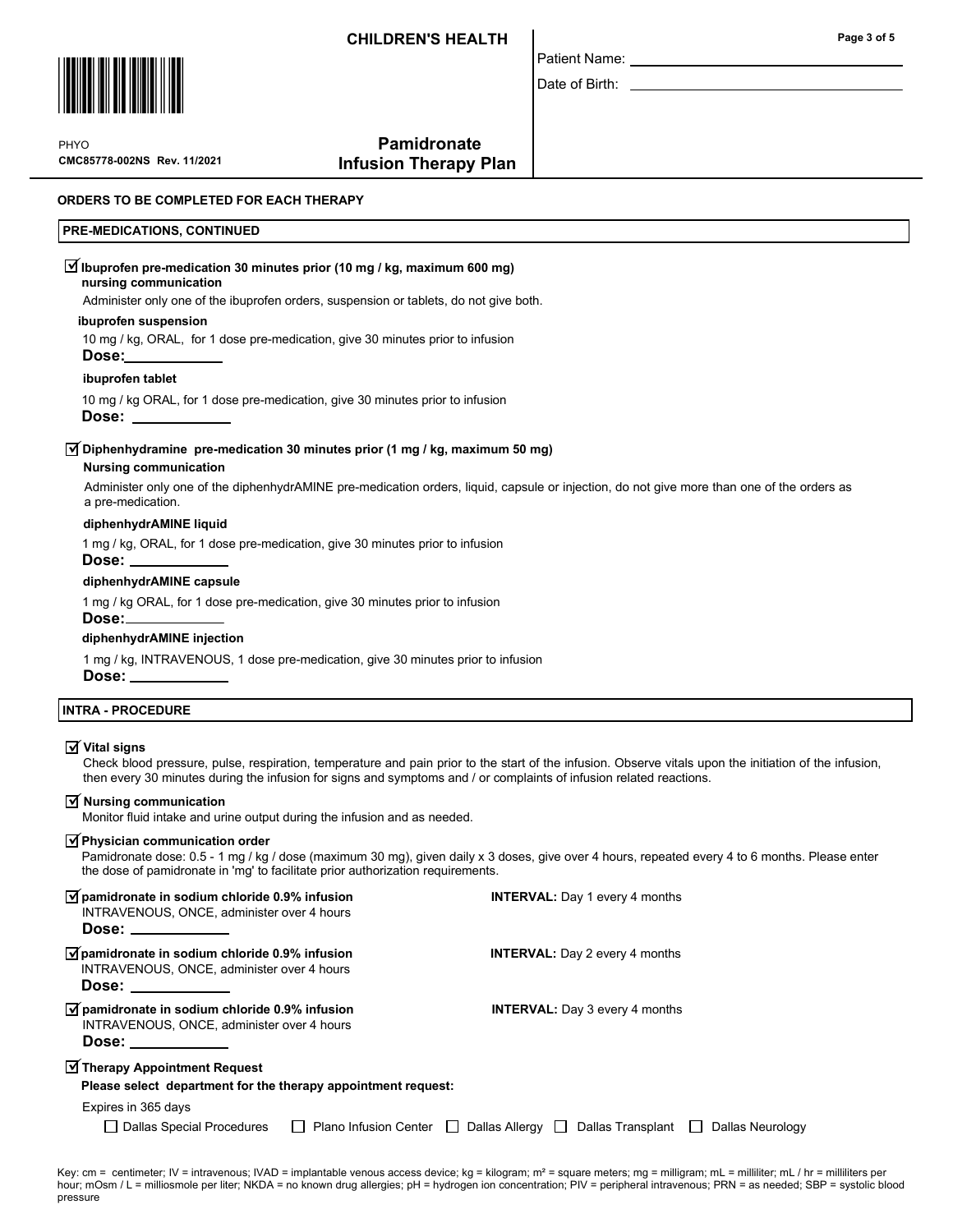**CHILDREN'S HEALTH**

Patient Name: \_\_\_\_\_\_\_\_\_\_\_\_\_\_\_\_

Date of Birth: \_\_\_\_\_\_\_\_\_\_\_\_\_\_\_\_

PHYO
**CMC85778-002NS Rev. 11/2021**

## Pamidronate Infusion Therapy Plan

**ORDERS TO BE COMPLETED FOR EACH THERAPY**

**PRE-MEDICATIONS, CONTINUED**

☑ **Ibuprofen pre-medication 30 minutes prior (10 mg / kg, maximum 600 mg)**

**nursing communication**

Administer only one of the ibuprofen orders, suspension or tablets, do not give both.

**ibuprofen suspension**

10 mg / kg, ORAL, for 1 dose pre-medication, give 30 minutes prior to infusion

**Dose:** \_\_\_\_\_\_\_\_\_\_\_\_

**ibuprofen tablet**

10 mg / kg ORAL, for 1 dose pre-medication, give 30 minutes prior to infusion

**Dose:** \_\_\_\_\_\_\_\_\_\_\_\_

☑ **Diphenhydramine pre-medication 30 minutes prior (1 mg / kg, maximum 50 mg)**

**Nursing communication**

Administer only one of the diphenhydrAMINE pre-medication orders, liquid, capsule or injection, do not give more than one of the orders as a pre-medication.

**diphenhydrAMINE liquid**

1 mg / kg, ORAL, for 1 dose pre-medication, give 30 minutes prior to infusion

**Dose:** \_\_\_\_\_\_\_\_\_\_\_\_

**diphenhydrAMINE capsule**

1 mg / kg ORAL, for 1 dose pre-medication, give 30 minutes prior to infusion

**Dose:** \_\_\_\_\_\_\_\_\_\_\_\_

**diphenhydrAMINE injection**

1 mg / kg, INTRAVENOUS, 1 dose pre-medication, give 30 minutes prior to infusion

**Dose:** \_\_\_\_\_\_\_\_\_\_\_\_

**INTRA - PROCEDURE**

☑ **Vital signs**

Check blood pressure, pulse, respiration, temperature and pain prior to the start of the infusion. Observe vitals upon the initiation of the infusion, then every 30 minutes during the infusion for signs and symptoms and / or complaints of infusion related reactions.

☑ **Nursing communication**

Monitor fluid intake and urine output during the infusion and as needed.

☑ **Physician communication order**

Pamidronate dose: 0.5 - 1 mg / kg / dose (maximum 30 mg), given daily x 3 doses, give over 4 hours, repeated every 4 to 6 months. Please enter the dose of pamidronate in 'mg' to facilitate prior authorization requirements.

☑ **pamidronate in sodium chloride 0.9% infusion** — **INTERVAL:** Day 1 every 4 months

INTRAVENOUS, ONCE, administer over 4 hours

**Dose:** \_\_\_\_\_\_\_\_\_\_\_\_

☑ **pamidronate in sodium chloride 0.9% infusion** — **INTERVAL:** Day 2 every 4 months

INTRAVENOUS, ONCE, administer over 4 hours

**Dose:** \_\_\_\_\_\_\_\_\_\_\_\_

☑ **pamidronate in sodium chloride 0.9% infusion** — **INTERVAL:** Day 3 every 4 months

INTRAVENOUS, ONCE, administer over 4 hours

**Dose:** \_\_\_\_\_\_\_\_\_\_\_\_

☑ **Therapy Appointment Request**

**Please select department for the therapy appointment request:**

Expires in 365 days

☐ Dallas Special Procedures ☐ Plano Infusion Center ☐ Dallas Allergy ☐ Dallas Transplant ☐ Dallas Neurology

Key: cm = centimeter; IV = intravenous; IVAD = implantable venous access device; kg = kilogram; m² = square meters; mg = milligram; mL = milliliter; mL / hr = milliliters per hour; mOsm / L = milliosmole per liter; NKDA = no known drug allergies; pH = hydrogen ion concentration; PIV = peripheral intravenous; PRN = as needed; SBP = systolic blood pressure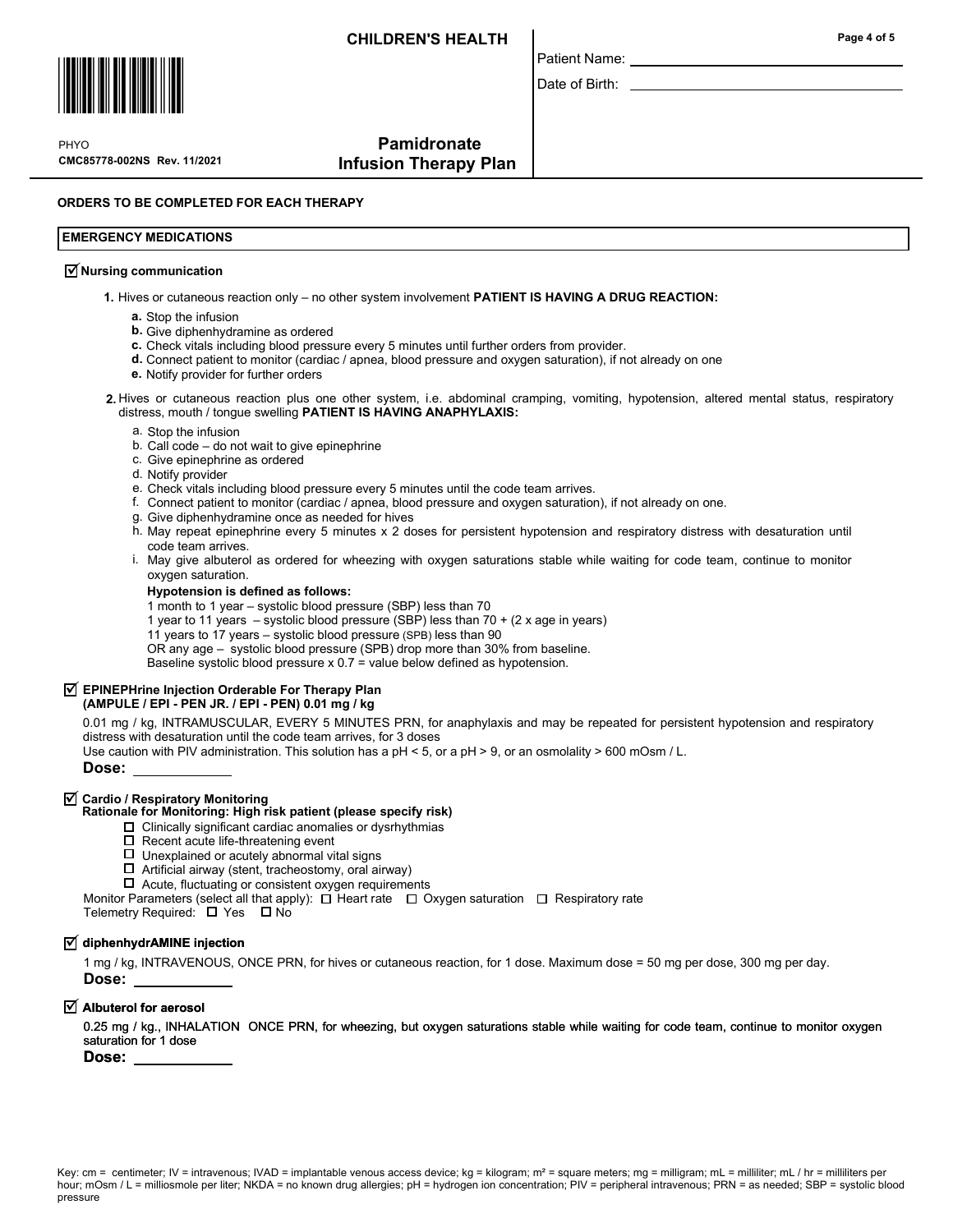CHILDREN'S HEALTH

Patient Name: ____________________

Date of Birth: ____________________

PHYO
CMC85778-002NS Rev. 11/2021

**Pamidronate Infusion Therapy Plan**

**ORDERS TO BE COMPLETED FOR EACH THERAPY**

**EMERGENCY MEDICATIONS**

☑ **Nursing communication**

1. Hives or cutaneous reaction only – no other system involvement **PATIENT IS HAVING A DRUG REACTION:**
   - **a.** Stop the infusion
   - **b.** Give diphenhydramine as ordered
   - **c.** Check vitals including blood pressure every 5 minutes until further orders from provider.
   - **d.** Connect patient to monitor (cardiac / apnea, blood pressure and oxygen saturation), if not already on one
   - **e.** Notify provider for further orders

2. Hives or cutaneous reaction plus one other system, i.e. abdominal cramping, vomiting, hypotension, altered mental status, respiratory distress, mouth / tongue swelling **PATIENT IS HAVING ANAPHYLAXIS:**
   - a. Stop the infusion
   - b. Call code – do not wait to give epinephrine
   - c. Give epinephrine as ordered
   - d. Notify provider
   - e. Check vitals including blood pressure every 5 minutes until the code team arrives.
   - f. Connect patient to monitor (cardiac / apnea, blood pressure and oxygen saturation), if not already on one.
   - g. Give diphenhydramine once as needed for hives
   - h. May repeat epinephrine every 5 minutes x 2 doses for persistent hypotension and respiratory distress with desaturation until code team arrives.
   - i. May give albuterol as ordered for wheezing with oxygen saturations stable while waiting for code team, continue to monitor oxygen saturation.

   **Hypotension is defined as follows:**

   1 month to 1 year – systolic blood pressure (SBP) less than 70
   1 year to 11 years – systolic blood pressure (SBP) less than 70 + (2 x age in years)
   11 years to 17 years – systolic blood pressure (SPB) less than 90
   OR any age – systolic blood pressure (SPB) drop more than 30% from baseline.
   Baseline systolic blood pressure x 0.7 = value below defined as hypotension.

☑ **EPINEPHrine Injection Orderable For Therapy Plan (AMPULE / EPI - PEN JR. / EPI - PEN) 0.01 mg / kg**

0.01 mg / kg, INTRAMUSCULAR, EVERY 5 MINUTES PRN, for anaphylaxis and may be repeated for persistent hypotension and respiratory distress with desaturation until the code team arrives, for 3 doses
Use caution with PIV administration. This solution has a pH < 5, or a pH > 9, or an osmolality > 600 mOsm / L.

**Dose:** ____________

☑ **Cardio / Respiratory Monitoring**
**Rationale for Monitoring: High risk patient (please specify risk)**

- ☐ Clinically significant cardiac anomalies or dysrhythmias
- ☐ Recent acute life-threatening event
- ☐ Unexplained or acutely abnormal vital signs
- ☐ Artificial airway (stent, tracheostomy, oral airway)
- ☐ Acute, fluctuating or consistent oxygen requirements

Monitor Parameters (select all that apply): ☐ Heart rate ☐ Oxygen saturation ☐ Respiratory rate
Telemetry Required: ☐ Yes ☐ No

☑ **diphenhydrAMINE injection**

1 mg / kg, INTRAVENOUS, ONCE PRN, for hives or cutaneous reaction, for 1 dose. Maximum dose = 50 mg per dose, 300 mg per day.

**Dose:** ____________

☑ **Albuterol for aerosol**

0.25 mg / kg., INHALATION ONCE PRN, for wheezing, but oxygen saturations stable while waiting for code team, continue to monitor oxygen saturation for 1 dose

**Dose:** ____________

Key: cm = centimeter; IV = intravenous; IVAD = implantable venous access device; kg = kilogram; m² = square meters; mg = milligram; mL = milliliter; mL / hr = milliliters per hour; mOsm / L = milliosmole per liter; NKDA = no known drug allergies; pH = hydrogen ion concentration; PIV = peripheral intravenous; PRN = as needed; SBP = systolic blood pressure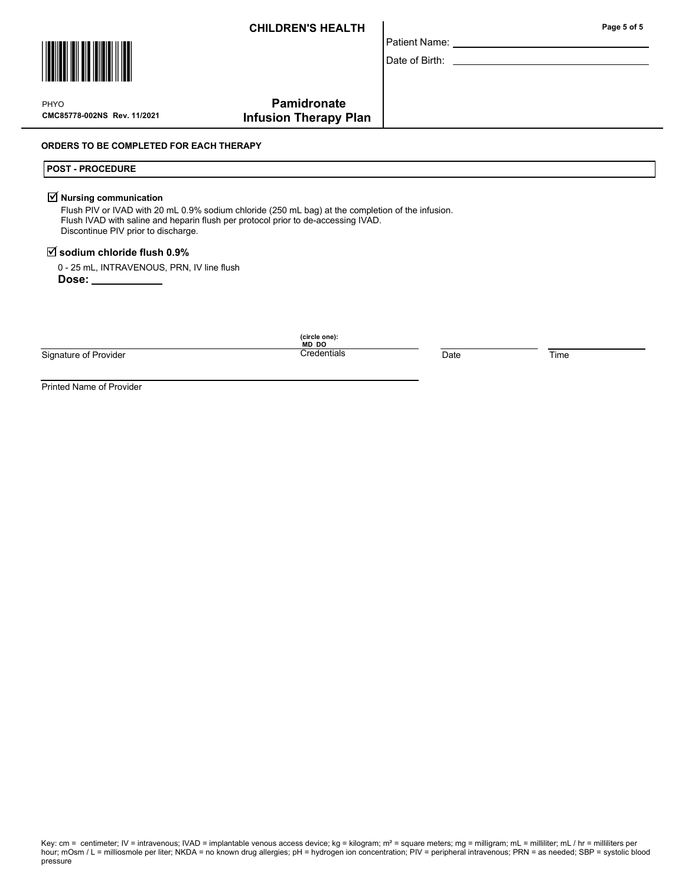**CHILDREN'S HEALTH**

Patient Name: ______________________

Date of Birth: ______________________

PHYO
**CMC85778-002NS Rev. 11/2021**

**Pamidronate Infusion Therapy Plan**

**ORDERS TO BE COMPLETED FOR EACH THERAPY**

**POST - PROCEDURE**

☑ **Nursing communication**

Flush PIV or IVAD with 20 mL 0.9% sodium chloride (250 mL bag) at the completion of the infusion.
Flush IVAD with saline and heparin flush per protocol prior to de-accessing IVAD.
Discontinue PIV prior to discharge.

☑ **sodium chloride flush 0.9%**

0 - 25 mL, INTRAVENOUS, PRN, IV line flush
**Dose:** ____________

______________________ **(circle one): MD DO** ______________ ______________

Signature of Provider Credentials Date Time

______________________

Printed Name of Provider

Key: cm = centimeter; IV = intravenous; IVAD = implantable venous access device; kg = kilogram; m² = square meters; mg = milligram; mL = milliliter; mL / hr = milliliters per hour; mOsm / L = milliosmole per liter; NKDA = no known drug allergies; pH = hydrogen ion concentration; PIV = peripheral intravenous; PRN = as needed; SBP = systolic blood pressure